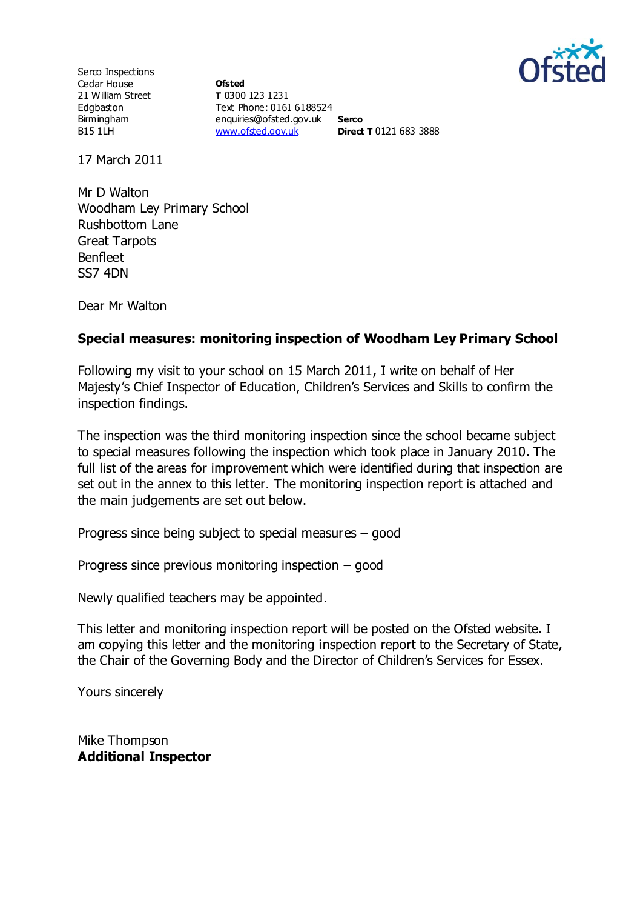Serco Inspections
Cedar House
21 William Street
Edgbaston
Birmingham
B15 1LH

**Ofsted**
**T** 0300 123 1231
Text Phone: 0161 6188524
enquiries@ofsted.gov.uk
www.ofsted.gov.uk

**Serco**
**Direct T** 0121 683 3888

17 March 2011

Mr D Walton
Woodham Ley Primary School
Rushbottom Lane
Great Tarpots
Benfleet
SS7 4DN

Dear Mr Walton

**Special measures: monitoring inspection of Woodham Ley Primary School**

Following my visit to your school on 15 March 2011, I write on behalf of Her Majesty's Chief Inspector of Education, Children's Services and Skills to confirm the inspection findings.

The inspection was the third monitoring inspection since the school became subject to special measures following the inspection which took place in January 2010. The full list of the areas for improvement which were identified during that inspection are set out in the annex to this letter. The monitoring inspection report is attached and the main judgements are set out below.

Progress since being subject to special measures – good

Progress since previous monitoring inspection – good

Newly qualified teachers may be appointed.

This letter and monitoring inspection report will be posted on the Ofsted website. I am copying this letter and the monitoring inspection report to the Secretary of State, the Chair of the Governing Body and the Director of Children's Services for Essex.

Yours sincerely

Mike Thompson
**Additional Inspector**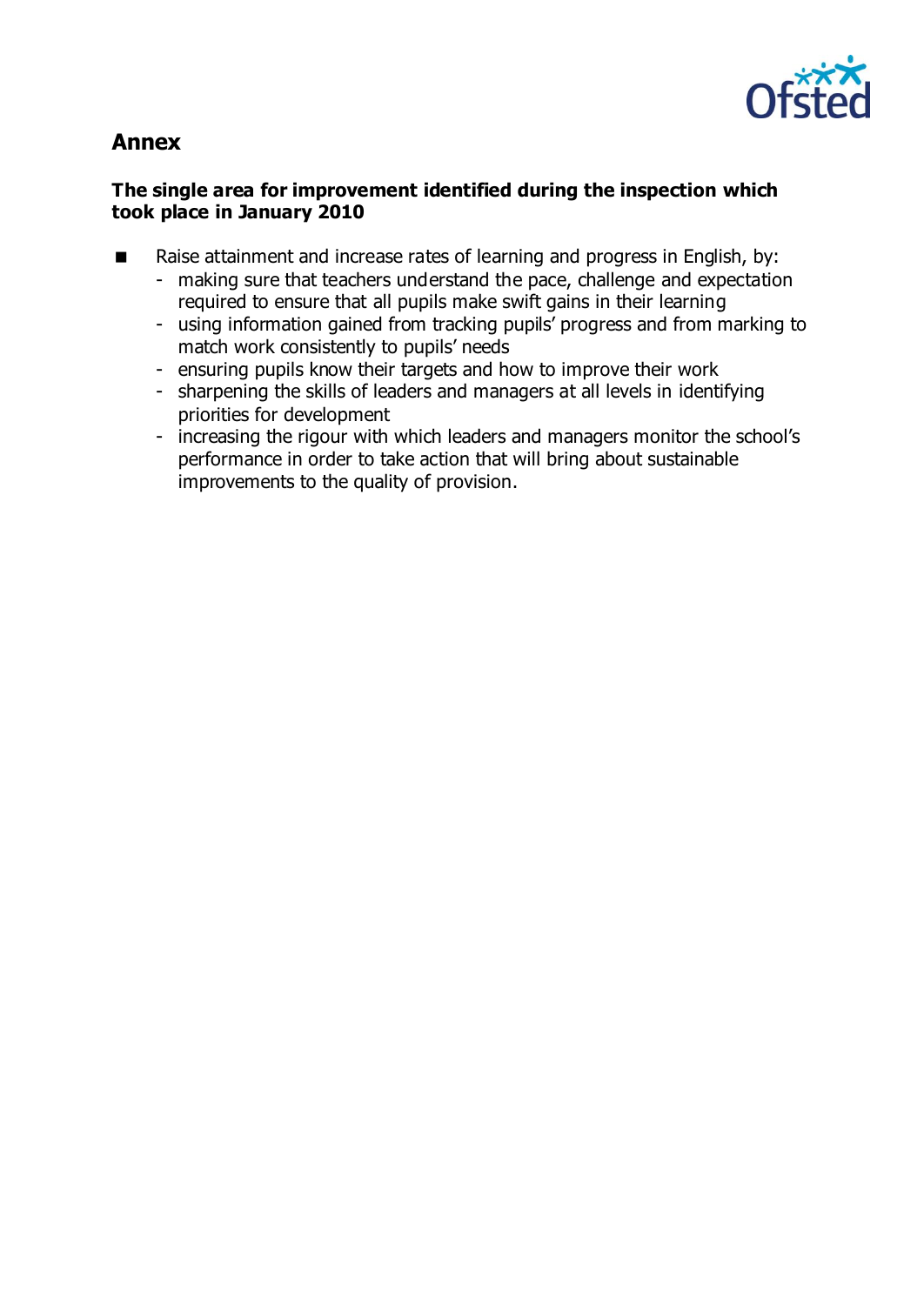## Annex

### The single area for improvement identified during the inspection which took place in January 2010

- Raise attainment and increase rates of learning and progress in English, by:
  - making sure that teachers understand the pace, challenge and expectation required to ensure that all pupils make swift gains in their learning
  - using information gained from tracking pupils' progress and from marking to match work consistently to pupils' needs
  - ensuring pupils know their targets and how to improve their work
  - sharpening the skills of leaders and managers at all levels in identifying priorities for development
  - increasing the rigour with which leaders and managers monitor the school's performance in order to take action that will bring about sustainable improvements to the quality of provision.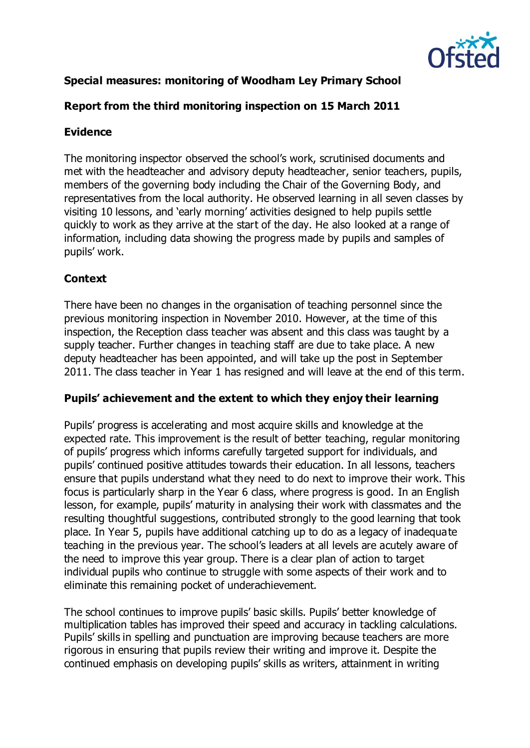**Special measures: monitoring of Woodham Ley Primary School**

**Report from the third monitoring inspection on 15 March 2011**

**Evidence**

The monitoring inspector observed the school's work, scrutinised documents and met with the headteacher and advisory deputy headteacher, senior teachers, pupils, members of the governing body including the Chair of the Governing Body, and representatives from the local authority. He observed learning in all seven classes by visiting 10 lessons, and 'early morning' activities designed to help pupils settle quickly to work as they arrive at the start of the day. He also looked at a range of information, including data showing the progress made by pupils and samples of pupils' work.

**Context**

There have been no changes in the organisation of teaching personnel since the previous monitoring inspection in November 2010. However, at the time of this inspection, the Reception class teacher was absent and this class was taught by a supply teacher. Further changes in teaching staff are due to take place. A new deputy headteacher has been appointed, and will take up the post in September 2011. The class teacher in Year 1 has resigned and will leave at the end of this term.

**Pupils' achievement and the extent to which they enjoy their learning**

Pupils' progress is accelerating and most acquire skills and knowledge at the expected rate. This improvement is the result of better teaching, regular monitoring of pupils' progress which informs carefully targeted support for individuals, and pupils' continued positive attitudes towards their education. In all lessons, teachers ensure that pupils understand what they need to do next to improve their work. This focus is particularly sharp in the Year 6 class, where progress is good. In an English lesson, for example, pupils' maturity in analysing their work with classmates and the resulting thoughtful suggestions, contributed strongly to the good learning that took place. In Year 5, pupils have additional catching up to do as a legacy of inadequate teaching in the previous year. The school's leaders at all levels are acutely aware of the need to improve this year group. There is a clear plan of action to target individual pupils who continue to struggle with some aspects of their work and to eliminate this remaining pocket of underachievement.

The school continues to improve pupils' basic skills. Pupils' better knowledge of multiplication tables has improved their speed and accuracy in tackling calculations. Pupils' skills in spelling and punctuation are improving because teachers are more rigorous in ensuring that pupils review their writing and improve it. Despite the continued emphasis on developing pupils' skills as writers, attainment in writing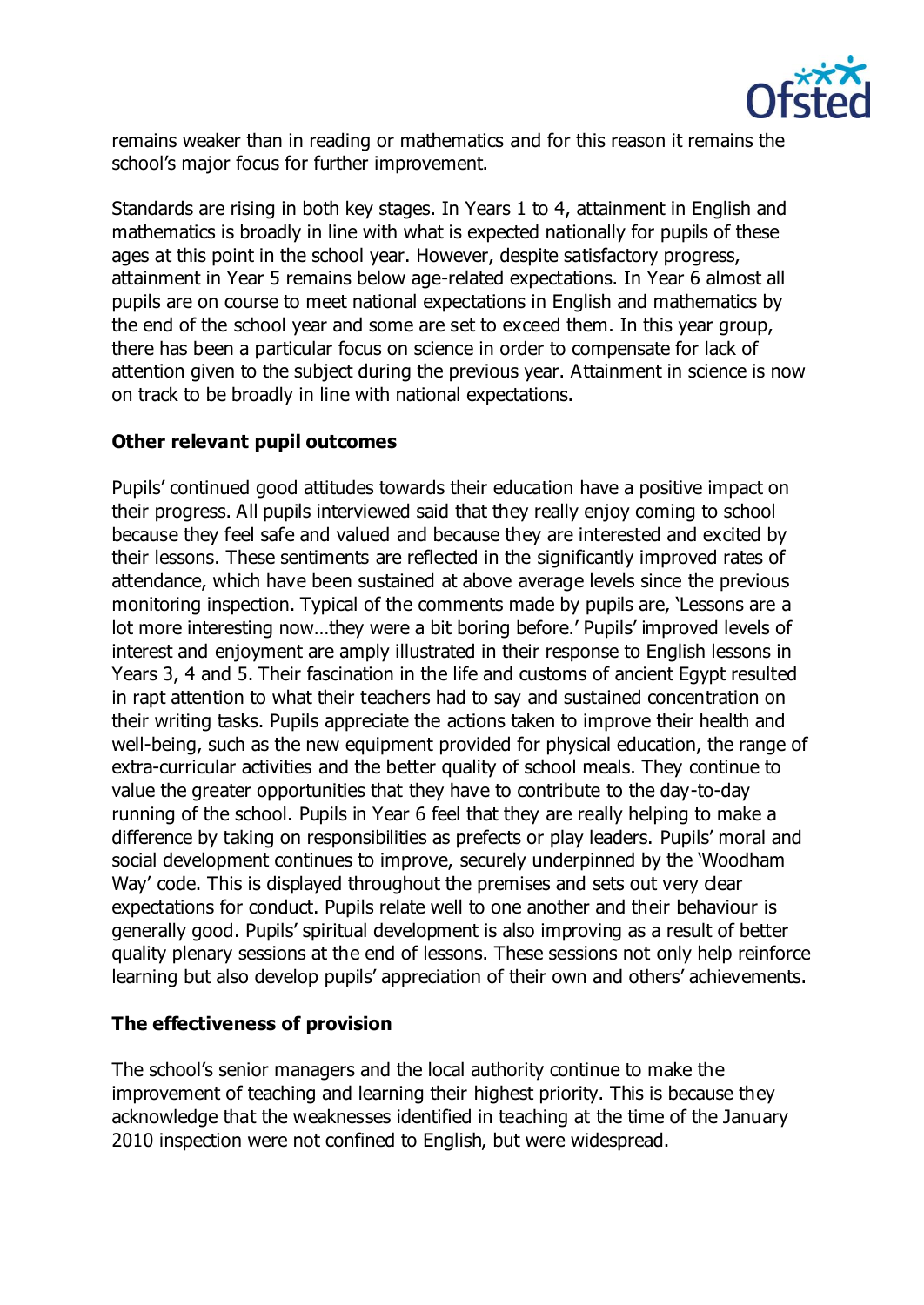remains weaker than in reading or mathematics and for this reason it remains the school's major focus for further improvement.

Standards are rising in both key stages. In Years 1 to 4, attainment in English and mathematics is broadly in line with what is expected nationally for pupils of these ages at this point in the school year. However, despite satisfactory progress, attainment in Year 5 remains below age-related expectations. In Year 6 almost all pupils are on course to meet national expectations in English and mathematics by the end of the school year and some are set to exceed them. In this year group, there has been a particular focus on science in order to compensate for lack of attention given to the subject during the previous year. Attainment in science is now on track to be broadly in line with national expectations.

### Other relevant pupil outcomes

Pupils' continued good attitudes towards their education have a positive impact on their progress. All pupils interviewed said that they really enjoy coming to school because they feel safe and valued and because they are interested and excited by their lessons. These sentiments are reflected in the significantly improved rates of attendance, which have been sustained at above average levels since the previous monitoring inspection. Typical of the comments made by pupils are, 'Lessons are a lot more interesting now…they were a bit boring before.' Pupils' improved levels of interest and enjoyment are amply illustrated in their response to English lessons in Years 3, 4 and 5. Their fascination in the life and customs of ancient Egypt resulted in rapt attention to what their teachers had to say and sustained concentration on their writing tasks. Pupils appreciate the actions taken to improve their health and well-being, such as the new equipment provided for physical education, the range of extra-curricular activities and the better quality of school meals. They continue to value the greater opportunities that they have to contribute to the day-to-day running of the school. Pupils in Year 6 feel that they are really helping to make a difference by taking on responsibilities as prefects or play leaders. Pupils' moral and social development continues to improve, securely underpinned by the 'Woodham Way' code. This is displayed throughout the premises and sets out very clear expectations for conduct. Pupils relate well to one another and their behaviour is generally good. Pupils' spiritual development is also improving as a result of better quality plenary sessions at the end of lessons. These sessions not only help reinforce learning but also develop pupils' appreciation of their own and others' achievements.

### The effectiveness of provision

The school's senior managers and the local authority continue to make the improvement of teaching and learning their highest priority. This is because they acknowledge that the weaknesses identified in teaching at the time of the January 2010 inspection were not confined to English, but were widespread.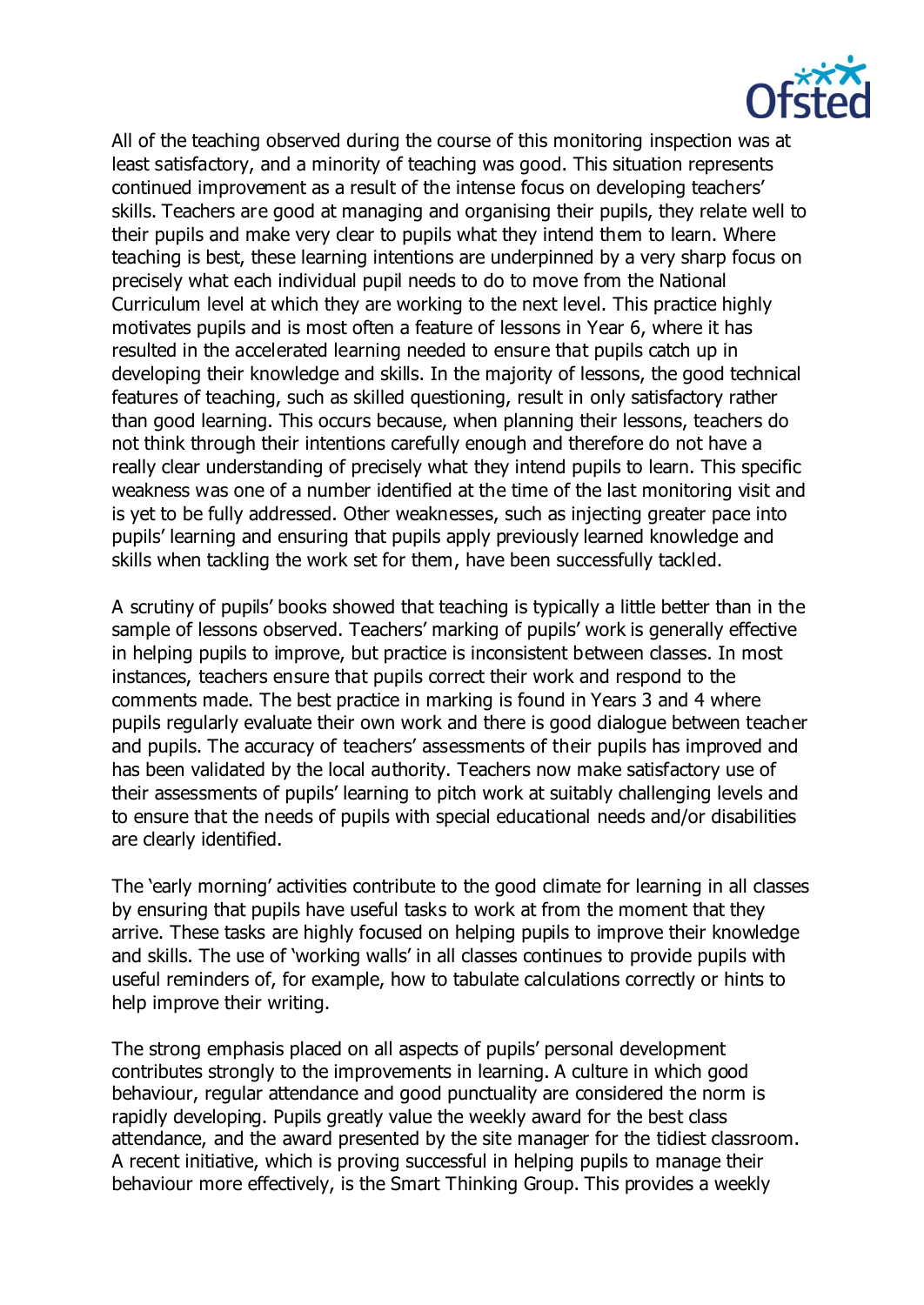All of the teaching observed during the course of this monitoring inspection was at least satisfactory, and a minority of teaching was good. This situation represents continued improvement as a result of the intense focus on developing teachers' skills. Teachers are good at managing and organising their pupils, they relate well to their pupils and make very clear to pupils what they intend them to learn. Where teaching is best, these learning intentions are underpinned by a very sharp focus on precisely what each individual pupil needs to do to move from the National Curriculum level at which they are working to the next level. This practice highly motivates pupils and is most often a feature of lessons in Year 6, where it has resulted in the accelerated learning needed to ensure that pupils catch up in developing their knowledge and skills. In the majority of lessons, the good technical features of teaching, such as skilled questioning, result in only satisfactory rather than good learning. This occurs because, when planning their lessons, teachers do not think through their intentions carefully enough and therefore do not have a really clear understanding of precisely what they intend pupils to learn. This specific weakness was one of a number identified at the time of the last monitoring visit and is yet to be fully addressed. Other weaknesses, such as injecting greater pace into pupils' learning and ensuring that pupils apply previously learned knowledge and skills when tackling the work set for them, have been successfully tackled.

A scrutiny of pupils' books showed that teaching is typically a little better than in the sample of lessons observed. Teachers' marking of pupils' work is generally effective in helping pupils to improve, but practice is inconsistent between classes. In most instances, teachers ensure that pupils correct their work and respond to the comments made. The best practice in marking is found in Years 3 and 4 where pupils regularly evaluate their own work and there is good dialogue between teacher and pupils. The accuracy of teachers' assessments of their pupils has improved and has been validated by the local authority. Teachers now make satisfactory use of their assessments of pupils' learning to pitch work at suitably challenging levels and to ensure that the needs of pupils with special educational needs and/or disabilities are clearly identified.

The 'early morning' activities contribute to the good climate for learning in all classes by ensuring that pupils have useful tasks to work at from the moment that they arrive. These tasks are highly focused on helping pupils to improve their knowledge and skills. The use of 'working walls' in all classes continues to provide pupils with useful reminders of, for example, how to tabulate calculations correctly or hints to help improve their writing.

The strong emphasis placed on all aspects of pupils' personal development contributes strongly to the improvements in learning. A culture in which good behaviour, regular attendance and good punctuality are considered the norm is rapidly developing. Pupils greatly value the weekly award for the best class attendance, and the award presented by the site manager for the tidiest classroom. A recent initiative, which is proving successful in helping pupils to manage their behaviour more effectively, is the Smart Thinking Group. This provides a weekly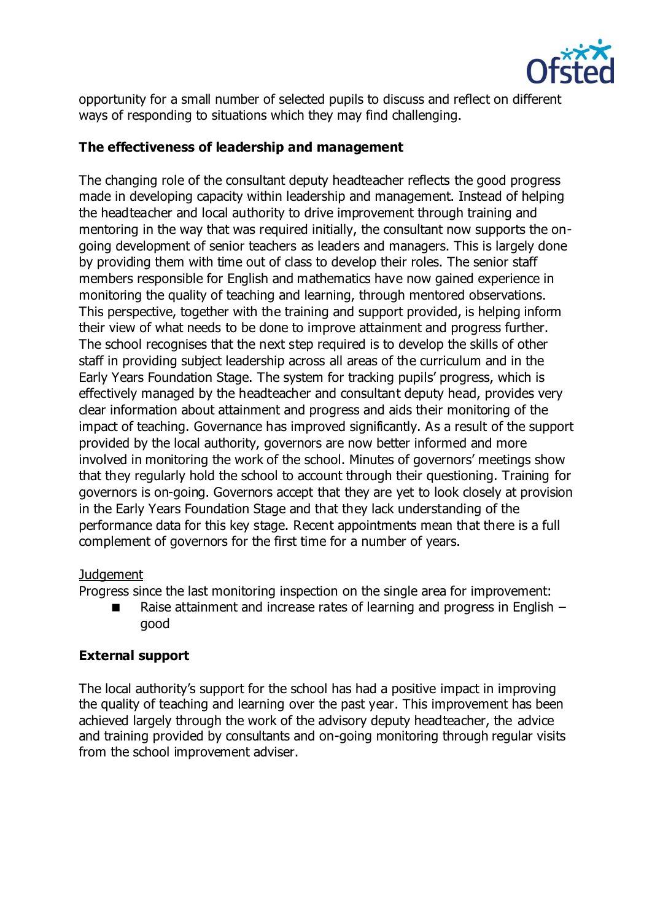opportunity for a small number of selected pupils to discuss and reflect on different ways of responding to situations which they may find challenging.

## The effectiveness of leadership and management

The changing role of the consultant deputy headteacher reflects the good progress made in developing capacity within leadership and management. Instead of helping the headteacher and local authority to drive improvement through training and mentoring in the way that was required initially, the consultant now supports the on-going development of senior teachers as leaders and managers. This is largely done by providing them with time out of class to develop their roles. The senior staff members responsible for English and mathematics have now gained experience in monitoring the quality of teaching and learning, through mentored observations. This perspective, together with the training and support provided, is helping inform their view of what needs to be done to improve attainment and progress further. The school recognises that the next step required is to develop the skills of other staff in providing subject leadership across all areas of the curriculum and in the Early Years Foundation Stage. The system for tracking pupils' progress, which is effectively managed by the headteacher and consultant deputy head, provides very clear information about attainment and progress and aids their monitoring of the impact of teaching. Governance has improved significantly. As a result of the support provided by the local authority, governors are now better informed and more involved in monitoring the work of the school. Minutes of governors' meetings show that they regularly hold the school to account through their questioning. Training for governors is on-going. Governors accept that they are yet to look closely at provision in the Early Years Foundation Stage and that they lack understanding of the performance data for this key stage. Recent appointments mean that there is a full complement of governors for the first time for a number of years.

Judgement

Progress since the last monitoring inspection on the single area for improvement:

- Raise attainment and increase rates of learning and progress in English – good

## External support

The local authority's support for the school has had a positive impact in improving the quality of teaching and learning over the past year. This improvement has been achieved largely through the work of the advisory deputy headteacher, the advice and training provided by consultants and on-going monitoring through regular visits from the school improvement adviser.